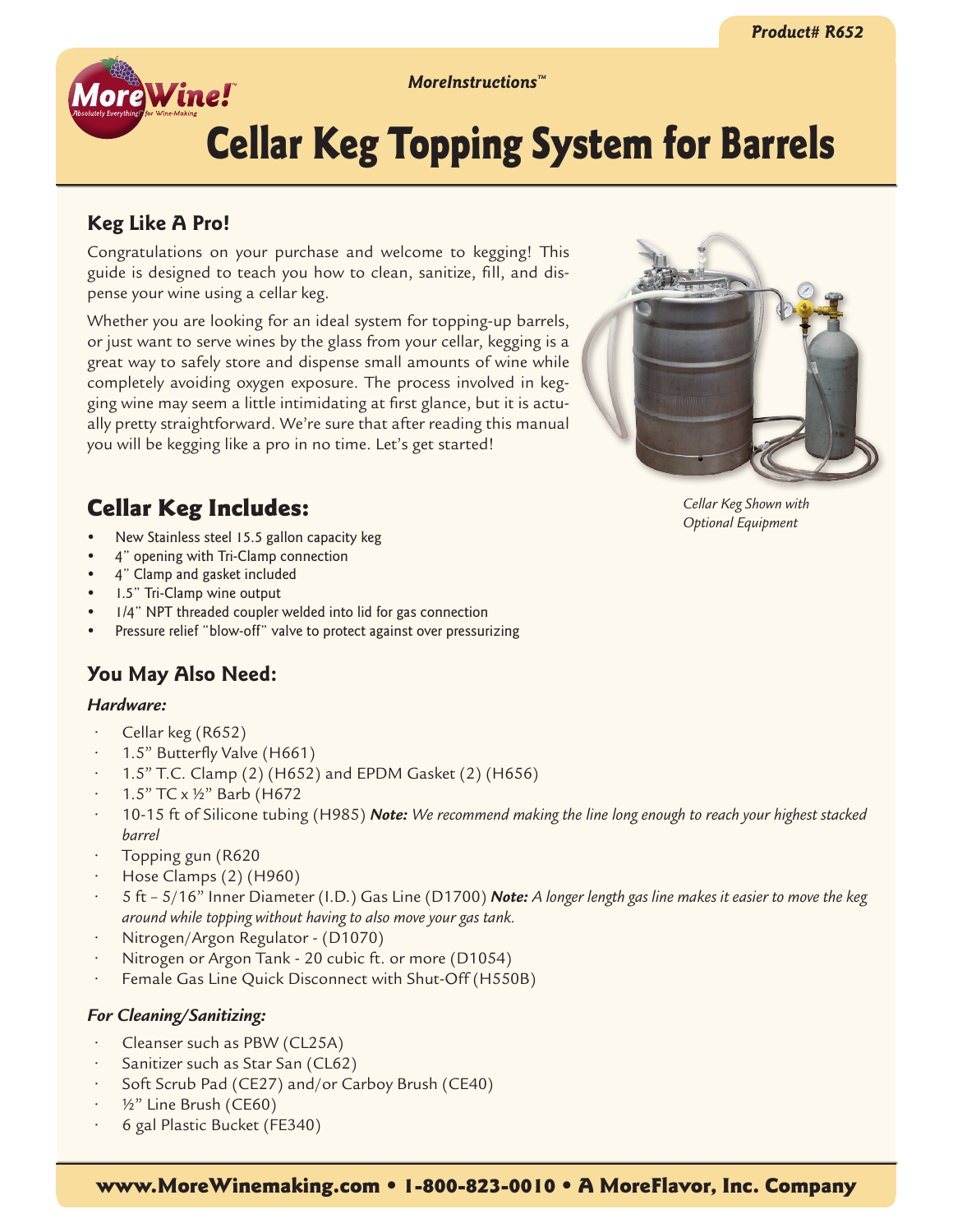Product# R652

MoreInstructions™

# Cellar Keg Topping System for Barrels

### Keg Like A Pro!

Congratulations on your purchase and welcome to kegging! This guide is designed to teach you how to clean, sanitize, fill, and dispense your wine using a cellar keg.

Whether you are looking for an ideal system for topping-up barrels, or just want to serve wines by the glass from your cellar, kegging is a great way to safely store and dispense small amounts of wine while completely avoiding oxygen exposure. The process involved in kegging wine may seem a little intimidating at first glance, but it is actually pretty straightforward. We're sure that after reading this manual you will be kegging like a pro in no time. Let's get started!

*Cellar Keg Shown with Optional Equipment*

## Cellar Keg Includes:

- New Stainless steel 15.5 gallon capacity keg
- 4" opening with Tri-Clamp connection
- 4" Clamp and gasket included
- 1.5" Tri-Clamp wine output
- 1/4" NPT threaded coupler welded into lid for gas connection
- Pressure relief "blow-off" valve to protect against over pressurizing

### You May Also Need:

***Hardware:***

- Cellar keg (R652)
- 1.5" Butterfly Valve (H661)
- 1.5" T.C. Clamp (2) (H652) and EPDM Gasket (2) (H656)
- 1.5" TC x ½" Barb (H672
- 10-15 ft of Silicone tubing (H985) ***Note:*** *We recommend making the line long enough to reach your highest stacked barrel*
- Topping gun (R620
- Hose Clamps (2) (H960)
- 5 ft – 5/16" Inner Diameter (I.D.) Gas Line (D1700) ***Note:*** *A longer length gas line makes it easier to move the keg around while topping without having to also move your gas tank.*
- Nitrogen/Argon Regulator - (D1070)
- Nitrogen or Argon Tank - 20 cubic ft. or more (D1054)
- Female Gas Line Quick Disconnect with Shut-Off (H550B)

***For Cleaning/Sanitizing:***

- Cleanser such as PBW (CL25A)
- Sanitizer such as Star San (CL62)
- Soft Scrub Pad (CE27) and/or Carboy Brush (CE40)
- ½" Line Brush (CE60)
- 6 gal Plastic Bucket (FE340)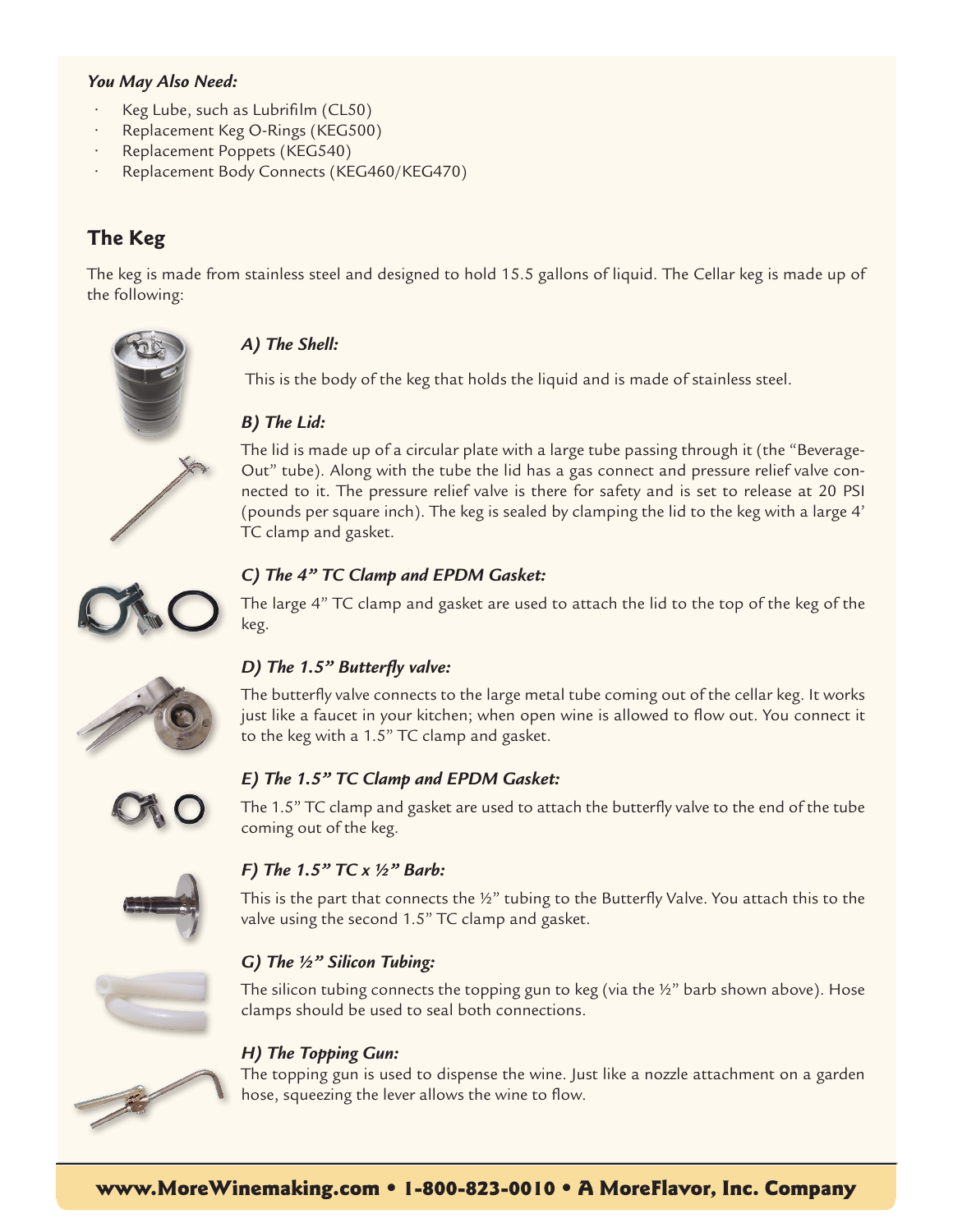***You May Also Need:***

- Keg Lube, such as Lubrifilm (CL50)
- Replacement Keg O-Rings (KEG500)
- Replacement Poppets (KEG540)
- Replacement Body Connects (KEG460/KEG470)

## The Keg

The keg is made from stainless steel and designed to hold 15.5 gallons of liquid. The Cellar keg is made up of the following:

### *A) The Shell:*

This is the body of the keg that holds the liquid and is made of stainless steel.

### *B) The Lid:*

The lid is made up of a circular plate with a large tube passing through it (the "Beverage-Out" tube). Along with the tube the lid has a gas connect and pressure relief valve connected to it. The pressure relief valve is there for safety and is set to release at 20 PSI (pounds per square inch). The keg is sealed by clamping the lid to the keg with a large 4' TC clamp and gasket.

### *C) The 4" TC Clamp and EPDM Gasket:*

The large 4" TC clamp and gasket are used to attach the lid to the top of the keg of the keg.

### *D) The 1.5" Butterfly valve:*

The butterfly valve connects to the large metal tube coming out of the cellar keg. It works just like a faucet in your kitchen; when open wine is allowed to flow out. You connect it to the keg with a 1.5" TC clamp and gasket.

### *E) The 1.5" TC Clamp and EPDM Gasket:*

The 1.5" TC clamp and gasket are used to attach the butterfly valve to the end of the tube coming out of the keg.

### *F) The 1.5" TC x ½" Barb:*

This is the part that connects the ½" tubing to the Butterfly Valve. You attach this to the valve using the second 1.5" TC clamp and gasket.

### *G) The ½" Silicon Tubing:*

The silicon tubing connects the topping gun to keg (via the ½" barb shown above). Hose clamps should be used to seal both connections.

### *H) The Topping Gun:*

The topping gun is used to dispense the wine. Just like a nozzle attachment on a garden hose, squeezing the lever allows the wine to flow.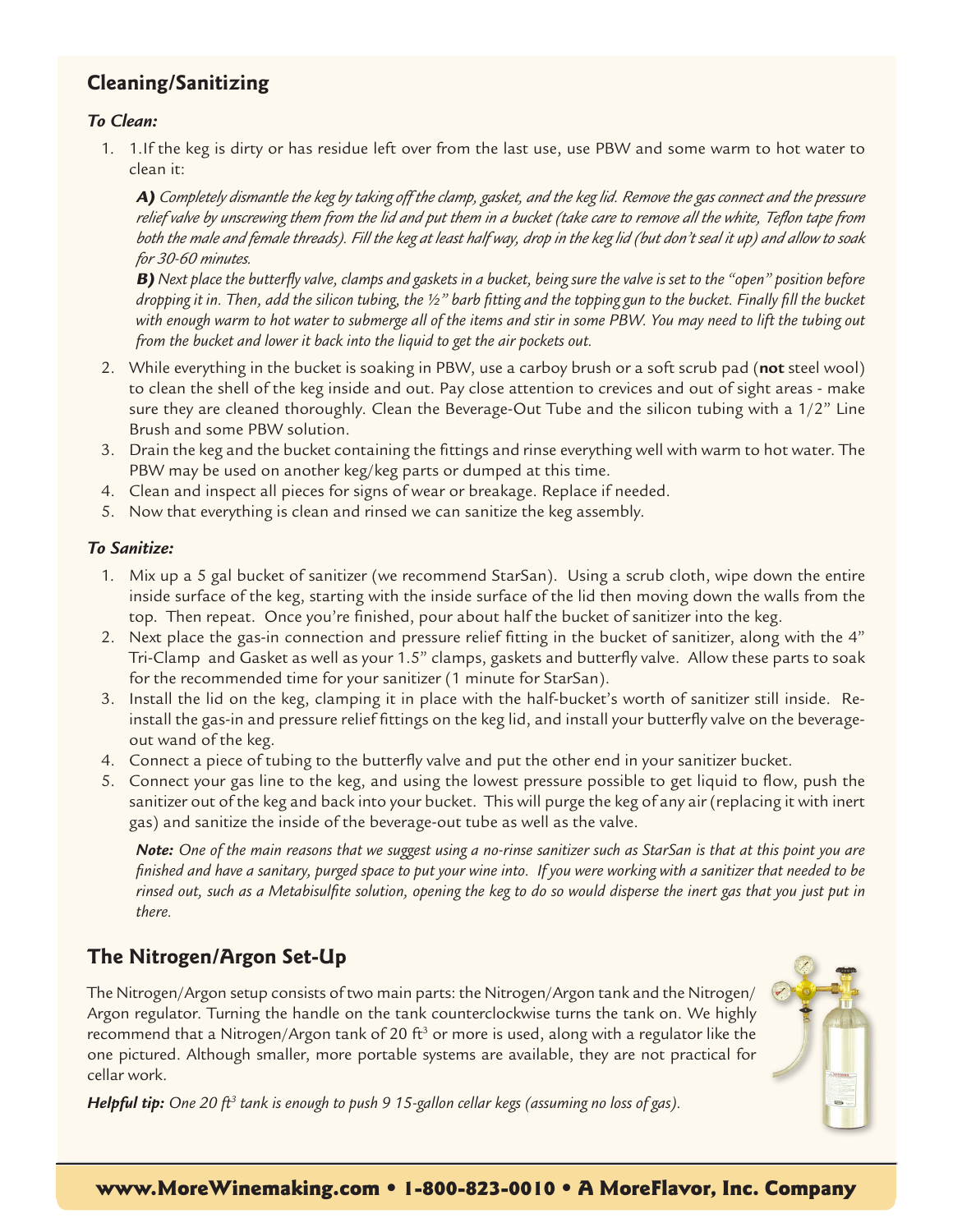## Cleaning/Sanitizing

### *To Clean:*

1. 1.If the keg is dirty or has residue left over from the last use, use PBW and some warm to hot water to clean it:

   ***A)*** *Completely dismantle the keg by taking off the clamp, gasket, and the keg lid. Remove the gas connect and the pressure relief valve by unscrewing them from the lid and put them in a bucket (take care to remove all the white, Teflon tape from both the male and female threads). Fill the keg at least half way, drop in the keg lid (but don't seal it up) and allow to soak for 30-60 minutes.*

   ***B)*** *Next place the butterfly valve, clamps and gaskets in a bucket, being sure the valve is set to the "open" position before dropping it in. Then, add the silicon tubing, the ½" barb fitting and the topping gun to the bucket. Finally fill the bucket with enough warm to hot water to submerge all of the items and stir in some PBW. You may need to lift the tubing out from the bucket and lower it back into the liquid to get the air pockets out.*

2. While everything in the bucket is soaking in PBW, use a carboy brush or a soft scrub pad (**not** steel wool) to clean the shell of the keg inside and out. Pay close attention to crevices and out of sight areas - make sure they are cleaned thoroughly. Clean the Beverage-Out Tube and the silicon tubing with a 1/2" Line Brush and some PBW solution.
3. Drain the keg and the bucket containing the fittings and rinse everything well with warm to hot water. The PBW may be used on another keg/keg parts or dumped at this time.
4. Clean and inspect all pieces for signs of wear or breakage. Replace if needed.
5. Now that everything is clean and rinsed we can sanitize the keg assembly.

### *To Sanitize:*

1. Mix up a 5 gal bucket of sanitizer (we recommend StarSan). Using a scrub cloth, wipe down the entire inside surface of the keg, starting with the inside surface of the lid then moving down the walls from the top. Then repeat. Once you're finished, pour about half the bucket of sanitizer into the keg.
2. Next place the gas-in connection and pressure relief fitting in the bucket of sanitizer, along with the 4" Tri-Clamp and Gasket as well as your 1.5" clamps, gaskets and butterfly valve. Allow these parts to soak for the recommended time for your sanitizer (1 minute for StarSan).
3. Install the lid on the keg, clamping it in place with the half-bucket's worth of sanitizer still inside. Re-install the gas-in and pressure relief fittings on the keg lid, and install your butterfly valve on the beverage-out wand of the keg.
4. Connect a piece of tubing to the butterfly valve and put the other end in your sanitizer bucket.
5. Connect your gas line to the keg, and using the lowest pressure possible to get liquid to flow, push the sanitizer out of the keg and back into your bucket. This will purge the keg of any air (replacing it with inert gas) and sanitize the inside of the beverage-out tube as well as the valve.

   ***Note:*** *One of the main reasons that we suggest using a no-rinse sanitizer such as StarSan is that at this point you are finished and have a sanitary, purged space to put your wine into. If you were working with a sanitizer that needed to be rinsed out, such as a Metabisulfite solution, opening the keg to do so would disperse the inert gas that you just put in there.*

## The Nitrogen/Argon Set-Up

The Nitrogen/Argon setup consists of two main parts: the Nitrogen/Argon tank and the Nitrogen/Argon regulator. Turning the handle on the tank counterclockwise turns the tank on. We highly recommend that a Nitrogen/Argon tank of 20 $ft^3$ or more is used, along with a regulator like the one pictured. Although smaller, more portable systems are available, they are not practical for cellar work.

***Helpful tip:*** *One 20 $ft^3$ tank is enough to push 9 15-gallon cellar kegs (assuming no loss of gas).*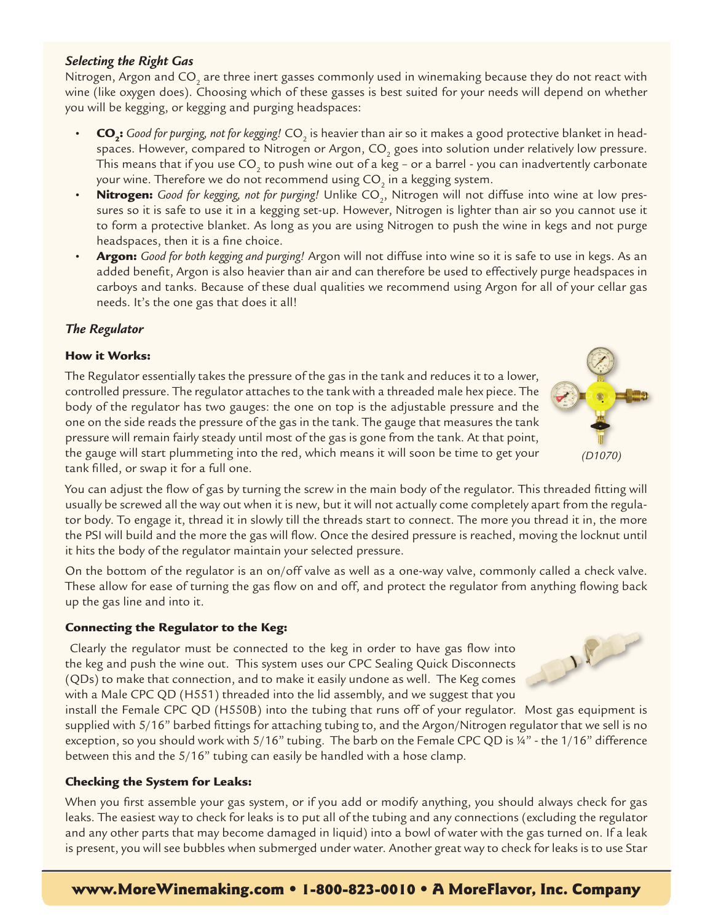### *Selecting the Right Gas*

Nitrogen, Argon and $CO_2$ are three inert gasses commonly used in winemaking because they do not react with wine (like oxygen does). Choosing which of these gasses is best suited for your needs will depend on whether you will be kegging, or kegging and purging headspaces:

- **$CO_2$:** *Good for purging, not for kegging!* $CO_2$ is heavier than air so it makes a good protective blanket in headspaces. However, compared to Nitrogen or Argon, $CO_2$ goes into solution under relatively low pressure. This means that if you use $CO_2$ to push wine out of a keg – or a barrel - you can inadvertently carbonate your wine. Therefore we do not recommend using $CO_2$ in a kegging system.
- **Nitrogen:** *Good for kegging, not for purging!* Unlike $CO_2$, Nitrogen will not diffuse into wine at low pressures so it is safe to use it in a kegging set-up. However, Nitrogen is lighter than air so you cannot use it to form a protective blanket. As long as you are using Nitrogen to push the wine in kegs and not purge headspaces, then it is a fine choice.
- **Argon:** *Good for both kegging and purging!* Argon will not diffuse into wine so it is safe to use in kegs. As an added benefit, Argon is also heavier than air and can therefore be used to effectively purge headspaces in carboys and tanks. Because of these dual qualities we recommend using Argon for all of your cellar gas needs. It's the one gas that does it all!

### *The Regulator*

#### How it Works:

The Regulator essentially takes the pressure of the gas in the tank and reduces it to a lower, controlled pressure. The regulator attaches to the tank with a threaded male hex piece. The body of the regulator has two gauges: the one on top is the adjustable pressure and the one on the side reads the pressure of the gas in the tank. The gauge that measures the tank pressure will remain fairly steady until most of the gas is gone from the tank. At that point, the gauge will start plummeting into the red, which means it will soon be time to get your tank filled, or swap it for a full one.

*(D1070)*

You can adjust the flow of gas by turning the screw in the main body of the regulator. This threaded fitting will usually be screwed all the way out when it is new, but it will not actually come completely apart from the regulator body. To engage it, thread it in slowly till the threads start to connect. The more you thread it in, the more the PSI will build and the more the gas will flow. Once the desired pressure is reached, moving the locknut until it hits the body of the regulator maintain your selected pressure.

On the bottom of the regulator is an on/off valve as well as a one-way valve, commonly called a check valve. These allow for ease of turning the gas flow on and off, and protect the regulator from anything flowing back up the gas line and into it.

#### Connecting the Regulator to the Keg:

Clearly the regulator must be connected to the keg in order to have gas flow into the keg and push the wine out. This system uses our CPC Sealing Quick Disconnects (QDs) to make that connection, and to make it easily undone as well. The Keg comes with a Male CPC QD (H551) threaded into the lid assembly, and we suggest that you install the Female CPC QD (H550B) into the tubing that runs off of your regulator. Most gas equipment is supplied with 5/16" barbed fittings for attaching tubing to, and the Argon/Nitrogen regulator that we sell is no exception, so you should work with 5/16" tubing. The barb on the Female CPC QD is ¼" - the 1/16" difference between this and the 5/16" tubing can easily be handled with a hose clamp.

#### Checking the System for Leaks:

When you first assemble your gas system, or if you add or modify anything, you should always check for gas leaks. The easiest way to check for leaks is to put all of the tubing and any connections (excluding the regulator and any other parts that may become damaged in liquid) into a bowl of water with the gas turned on. If a leak is present, you will see bubbles when submerged under water. Another great way to check for leaks is to use Star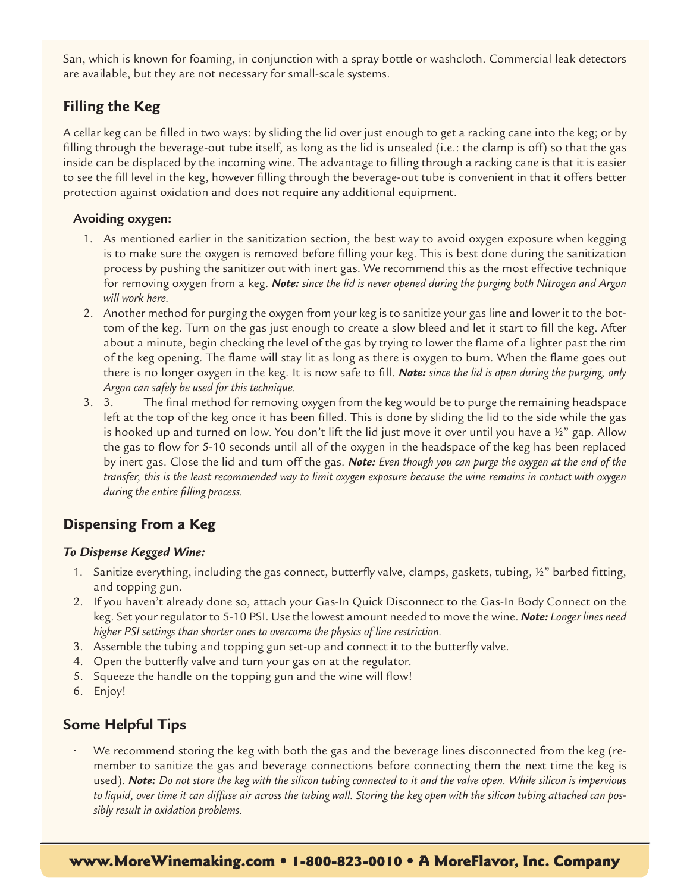San, which is known for foaming, in conjunction with a spray bottle or washcloth. Commercial leak detectors are available, but they are not necessary for small-scale systems.

## Filling the Keg

A cellar keg can be filled in two ways: by sliding the lid over just enough to get a racking cane into the keg; or by filling through the beverage-out tube itself, as long as the lid is unsealed (i.e.: the clamp is off) so that the gas inside can be displaced by the incoming wine. The advantage to filling through a racking cane is that it is easier to see the fill level in the keg, however filling through the beverage-out tube is convenient in that it offers better protection against oxidation and does not require any additional equipment.

### Avoiding oxygen:

1. As mentioned earlier in the sanitization section, the best way to avoid oxygen exposure when kegging is to make sure the oxygen is removed before filling your keg. This is best done during the sanitization process by pushing the sanitizer out with inert gas. We recommend this as the most effective technique for removing oxygen from a keg. ***Note:*** *since the lid is never opened during the purging both Nitrogen and Argon will work here.*
2. Another method for purging the oxygen from your keg is to sanitize your gas line and lower it to the bottom of the keg. Turn on the gas just enough to create a slow bleed and let it start to fill the keg. After about a minute, begin checking the level of the gas by trying to lower the flame of a lighter past the rim of the keg opening. The flame will stay lit as long as there is oxygen to burn. When the flame goes out there is no longer oxygen in the keg. It is now safe to fill. ***Note:*** *since the lid is open during the purging, only Argon can safely be used for this technique.*
3. 3. The final method for removing oxygen from the keg would be to purge the remaining headspace left at the top of the keg once it has been filled. This is done by sliding the lid to the side while the gas is hooked up and turned on low. You don't lift the lid just move it over until you have a ½" gap. Allow the gas to flow for 5-10 seconds until all of the oxygen in the headspace of the keg has been replaced by inert gas. Close the lid and turn off the gas. ***Note:*** *Even though you can purge the oxygen at the end of the transfer, this is the least recommended way to limit oxygen exposure because the wine remains in contact with oxygen during the entire filling process.*

## Dispensing From a Keg

***To Dispense Kegged Wine:***

1. Sanitize everything, including the gas connect, butterfly valve, clamps, gaskets, tubing, ½" barbed fitting, and topping gun.
2. If you haven't already done so, attach your Gas-In Quick Disconnect to the Gas-In Body Connect on the keg. Set your regulator to 5-10 PSI. Use the lowest amount needed to move the wine. ***Note:*** *Longer lines need higher PSI settings than shorter ones to overcome the physics of line restriction.*
3. Assemble the tubing and topping gun set-up and connect it to the butterfly valve.
4. Open the butterfly valve and turn your gas on at the regulator.
5. Squeeze the handle on the topping gun and the wine will flow!
6. Enjoy!

## Some Helpful Tips

- We recommend storing the keg with both the gas and the beverage lines disconnected from the keg (remember to sanitize the gas and beverage connections before connecting them the next time the keg is used). ***Note:*** *Do not store the keg with the silicon tubing connected to it and the valve open. While silicon is impervious to liquid, over time it can diffuse air across the tubing wall. Storing the keg open with the silicon tubing attached can possibly result in oxidation problems.*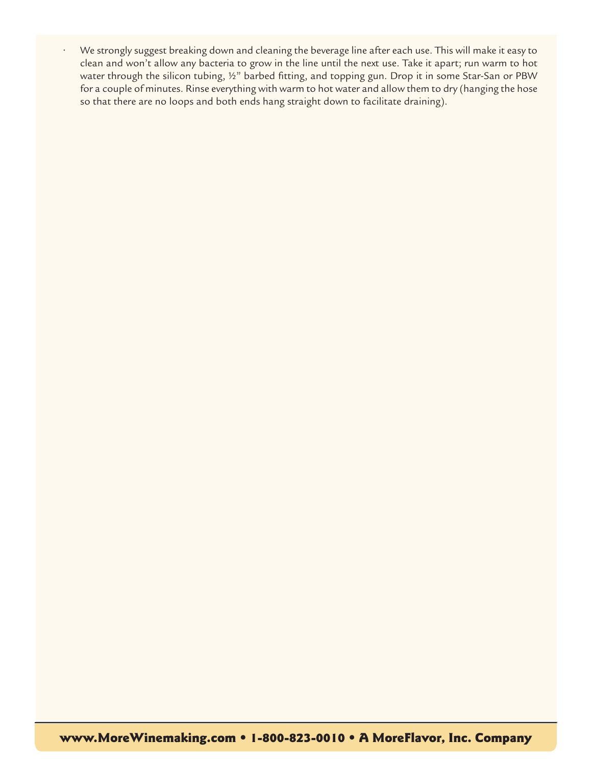- We strongly suggest breaking down and cleaning the beverage line after each use. This will make it easy to clean and won't allow any bacteria to grow in the line until the next use. Take it apart; run warm to hot water through the silicon tubing, ½" barbed fitting, and topping gun. Drop it in some Star-San or PBW for a couple of minutes. Rinse everything with warm to hot water and allow them to dry (hanging the hose so that there are no loops and both ends hang straight down to facilitate draining).